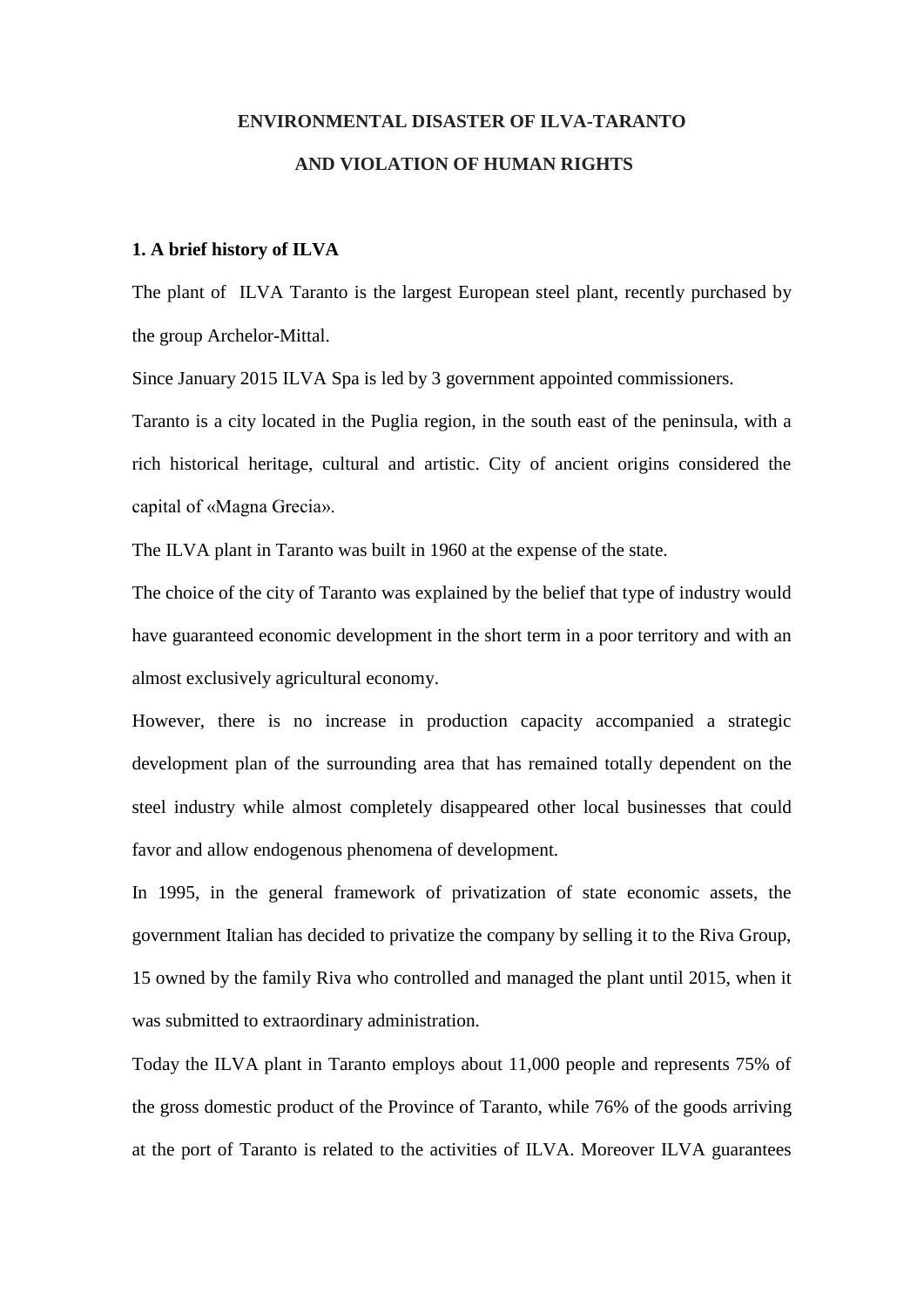**ENVIRONMENTAL DISASTER OF ILVA-TARANTO**

**AND VIOLATION OF HUMAN RIGHTS**

## 1. A brief history of ILVA

The plant of ILVA Taranto is the largest European steel plant, recently purchased by the group Archelor-Mittal.

Since January 2015 ILVA Spa is led by 3 government appointed commissioners.

Taranto is a city located in the Puglia region, in the south east of the peninsula, with a rich historical heritage, cultural and artistic. City of ancient origins considered the capital of «Magna Grecia».

The ILVA plant in Taranto was built in 1960 at the expense of the state.

The choice of the city of Taranto was explained by the belief that type of industry would have guaranteed economic development in the short term in a poor territory and with an almost exclusively agricultural economy.

However, there is no increase in production capacity accompanied a strategic development plan of the surrounding area that has remained totally dependent on the steel industry while almost completely disappeared other local businesses that could favor and allow endogenous phenomena of development.

In 1995, in the general framework of privatization of state economic assets, the government Italian has decided to privatize the company by selling it to the Riva Group, 15 owned by the family Riva who controlled and managed the plant until 2015, when it was submitted to extraordinary administration.

Today the ILVA plant in Taranto employs about 11,000 people and represents 75% of the gross domestic product of the Province of Taranto, while 76% of the goods arriving at the port of Taranto is related to the activities of ILVA. Moreover ILVA guarantees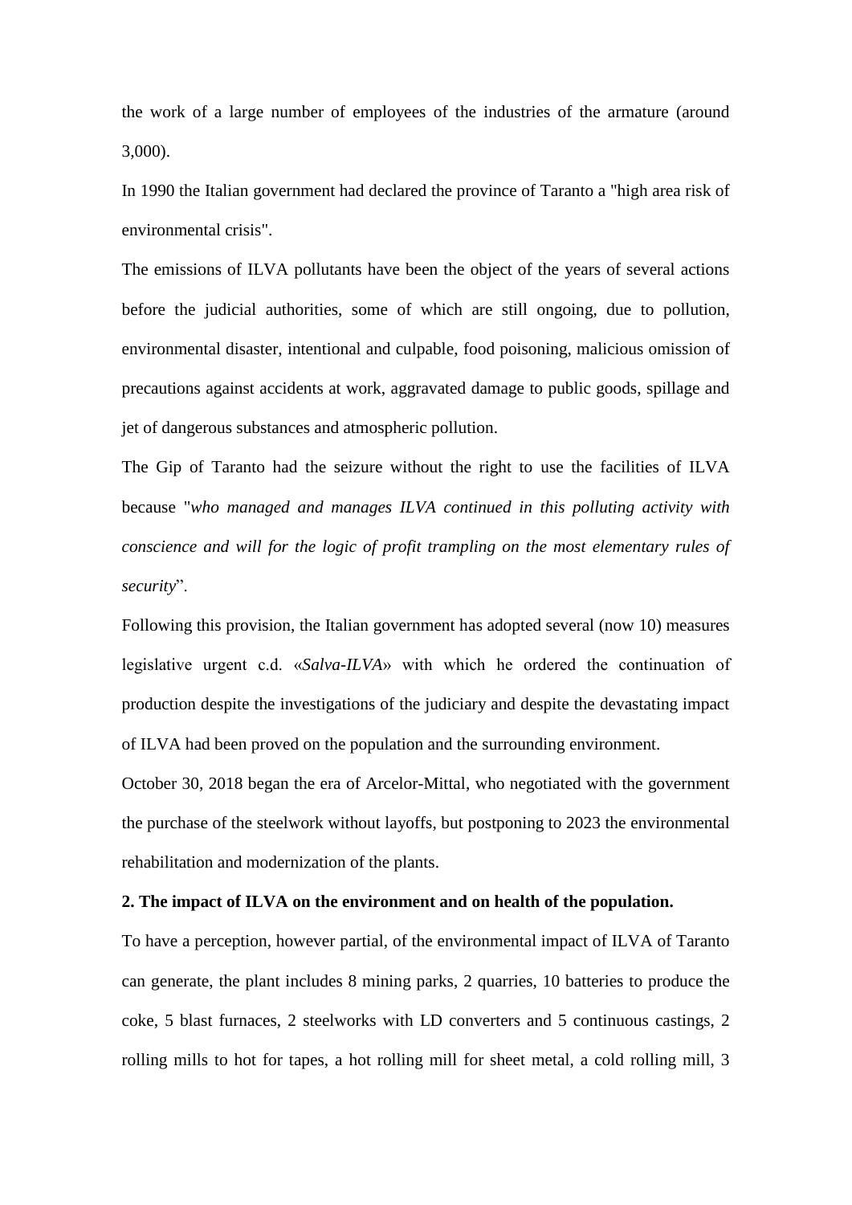the work of a large number of employees of the industries of the armature (around 3,000).

In 1990 the Italian government had declared the province of Taranto a "high area risk of environmental crisis".

The emissions of ILVA pollutants have been the object of the years of several actions before the judicial authorities, some of which are still ongoing, due to pollution, environmental disaster, intentional and culpable, food poisoning, malicious omission of precautions against accidents at work, aggravated damage to public goods, spillage and jet of dangerous substances and atmospheric pollution.

The Gip of Taranto had the seizure without the right to use the facilities of ILVA because "*who managed and manages ILVA continued in this polluting activity with conscience and will for the logic of profit trampling on the most elementary rules of security*".

Following this provision, the Italian government has adopted several (now 10) measures legislative urgent c.d. «*Salva-ILVA*» with which he ordered the continuation of production despite the investigations of the judiciary and despite the devastating impact of ILVA had been proved on the population and the surrounding environment.

October 30, 2018 began the era of Arcelor-Mittal, who negotiated with the government the purchase of the steelwork without layoffs, but postponing to 2023 the environmental rehabilitation and modernization of the plants.

**2. The impact of ILVA on the environment and on health of the population.**

To have a perception, however partial, of the environmental impact of ILVA of Taranto can generate, the plant includes 8 mining parks, 2 quarries, 10 batteries to produce the coke, 5 blast furnaces, 2 steelworks with LD converters and 5 continuous castings, 2 rolling mills to hot for tapes, a hot rolling mill for sheet metal, a cold rolling mill, 3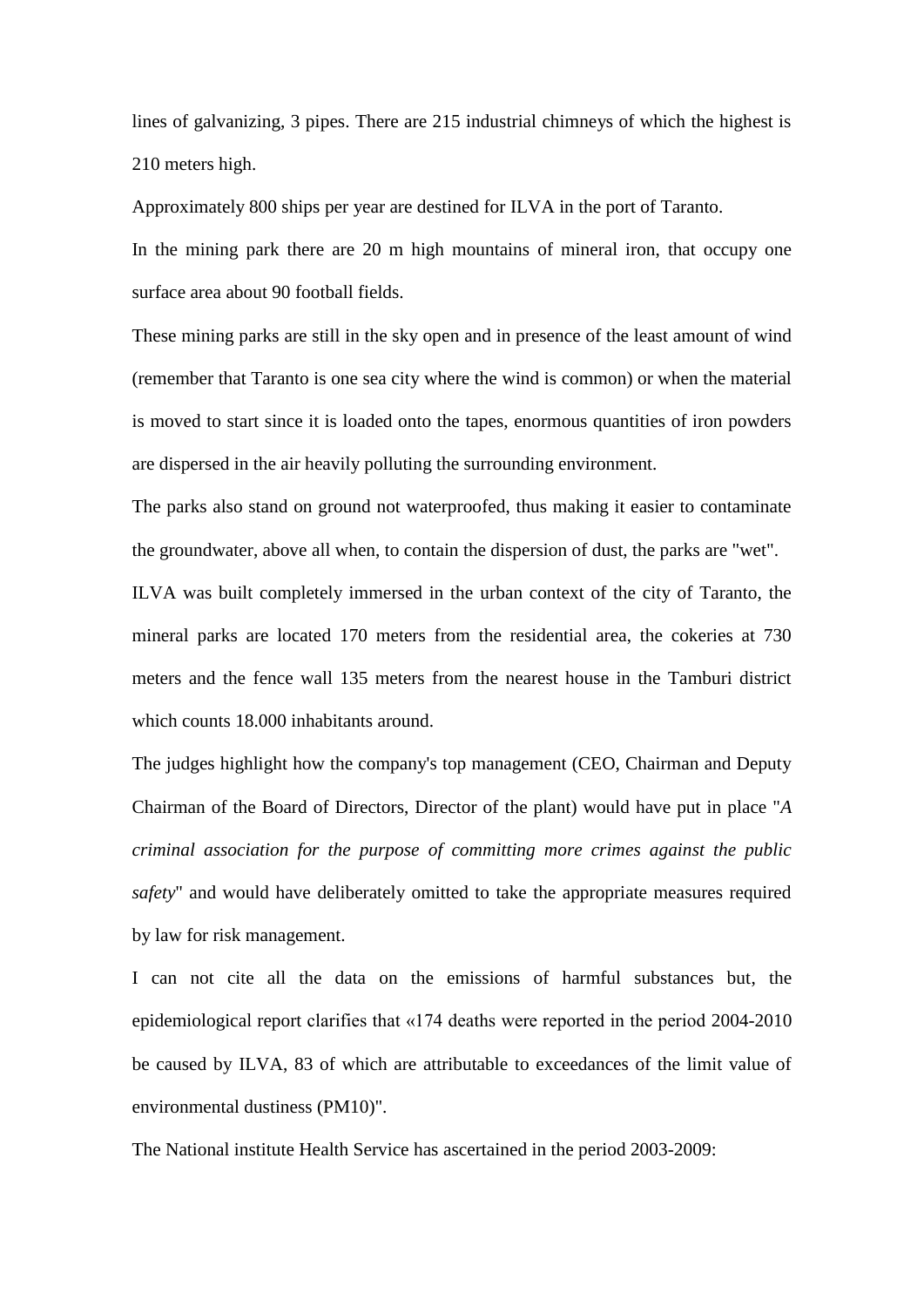lines of galvanizing, 3 pipes. There are 215 industrial chimneys of which the highest is 210 meters high.

Approximately 800 ships per year are destined for ILVA in the port of Taranto.

In the mining park there are 20 m high mountains of mineral iron, that occupy one surface area about 90 football fields.

These mining parks are still in the sky open and in presence of the least amount of wind (remember that Taranto is one sea city where the wind is common) or when the material is moved to start since it is loaded onto the tapes, enormous quantities of iron powders are dispersed in the air heavily polluting the surrounding environment.

The parks also stand on ground not waterproofed, thus making it easier to contaminate the groundwater, above all when, to contain the dispersion of dust, the parks are "wet".

ILVA was built completely immersed in the urban context of the city of Taranto, the mineral parks are located 170 meters from the residential area, the cokeries at 730 meters and the fence wall 135 meters from the nearest house in the Tamburi district which counts 18.000 inhabitants around.

The judges highlight how the company's top management (CEO, Chairman and Deputy Chairman of the Board of Directors, Director of the plant) would have put in place "*A criminal association for the purpose of committing more crimes against the public safety*" and would have deliberately omitted to take the appropriate measures required by law for risk management.

I can not cite all the data on the emissions of harmful substances but, the epidemiological report clarifies that «174 deaths were reported in the period 2004-2010 be caused by ILVA, 83 of which are attributable to exceedances of the limit value of environmental dustiness (PM10)".

The National institute Health Service has ascertained in the period 2003-2009: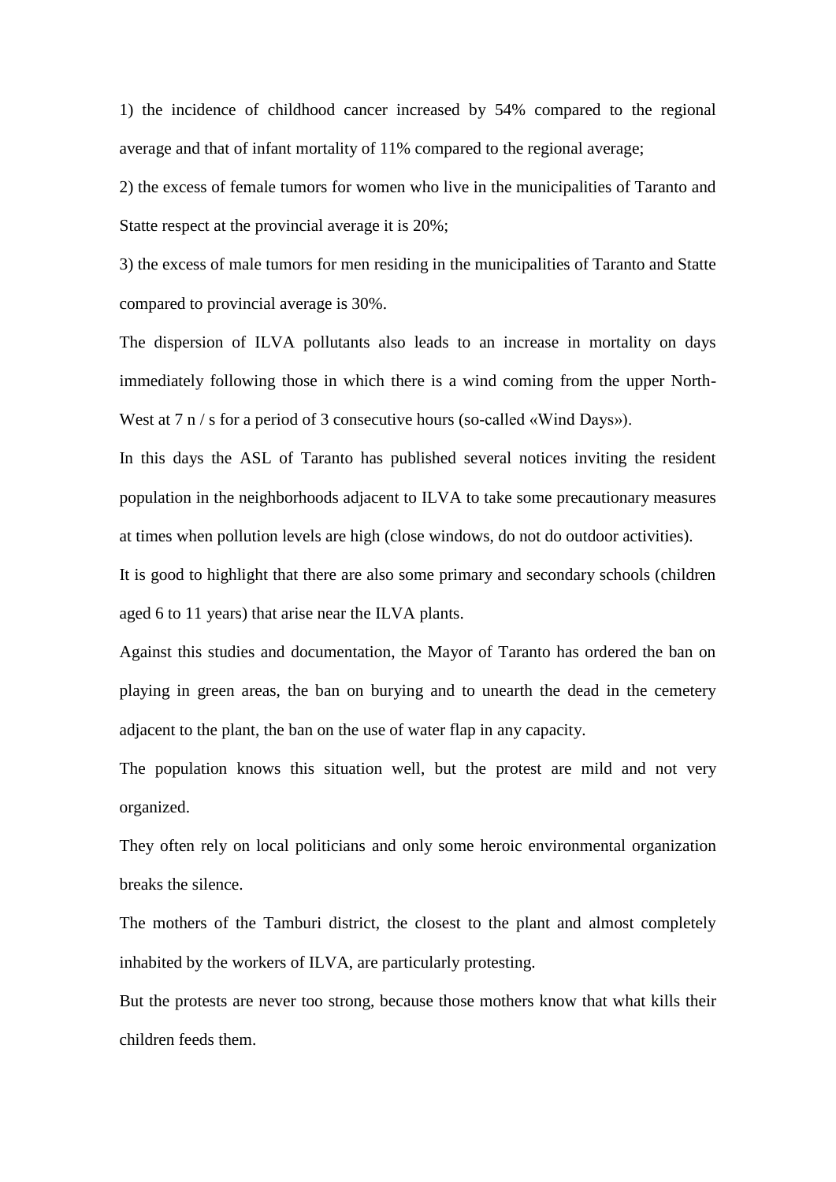1) the incidence of childhood cancer increased by 54% compared to the regional average and that of infant mortality of 11% compared to the regional average;

2) the excess of female tumors for women who live in the municipalities of Taranto and Statte respect at the provincial average it is 20%;

3) the excess of male tumors for men residing in the municipalities of Taranto and Statte compared to provincial average is 30%.

The dispersion of ILVA pollutants also leads to an increase in mortality on days immediately following those in which there is a wind coming from the upper North-West at 7 n / s for a period of 3 consecutive hours (so-called «Wind Days»).

In this days the ASL of Taranto has published several notices inviting the resident population in the neighborhoods adjacent to ILVA to take some precautionary measures at times when pollution levels are high (close windows, do not do outdoor activities).

It is good to highlight that there are also some primary and secondary schools (children aged 6 to 11 years) that arise near the ILVA plants.

Against this studies and documentation, the Mayor of Taranto has ordered the ban on playing in green areas, the ban on burying and to unearth the dead in the cemetery adjacent to the plant, the ban on the use of water flap in any capacity.

The population knows this situation well, but the protest are mild and not very organized.

They often rely on local politicians and only some heroic environmental organization breaks the silence.

The mothers of the Tamburi district, the closest to the plant and almost completely inhabited by the workers of ILVA, are particularly protesting.

But the protests are never too strong, because those mothers know that what kills their children feeds them.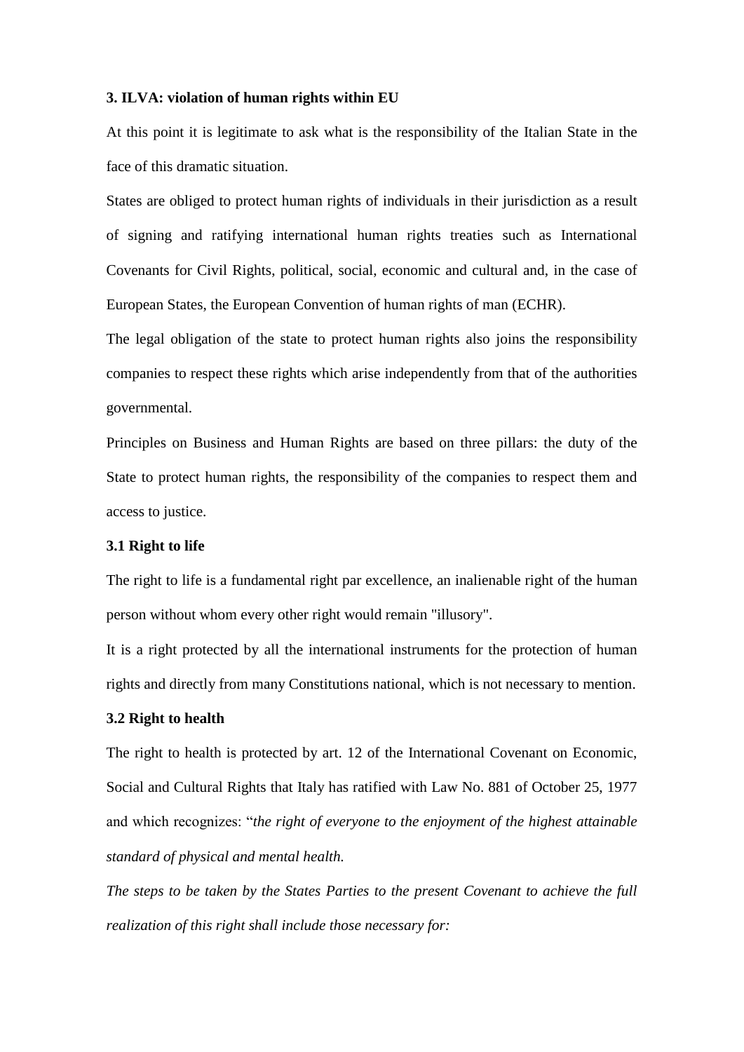**3. ILVA: violation of human rights within EU**

At this point it is legitimate to ask what is the responsibility of the Italian State in the face of this dramatic situation.

States are obliged to protect human rights of individuals in their jurisdiction as a result of signing and ratifying international human rights treaties such as International Covenants for Civil Rights, political, social, economic and cultural and, in the case of European States, the European Convention of human rights of man (ECHR).

The legal obligation of the state to protect human rights also joins the responsibility companies to respect these rights which arise independently from that of the authorities governmental.

Principles on Business and Human Rights are based on three pillars: the duty of the State to protect human rights, the responsibility of the companies to respect them and access to justice.

**3.1 Right to life**

The right to life is a fundamental right par excellence, an inalienable right of the human person without whom every other right would remain "illusory".

It is a right protected by all the international instruments for the protection of human rights and directly from many Constitutions national, which is not necessary to mention.

**3.2 Right to health**

The right to health is protected by art. 12 of the International Covenant on Economic, Social and Cultural Rights that Italy has ratified with Law No. 881 of October 25, 1977 and which recognizes: "*the right of everyone to the enjoyment of the highest attainable standard of physical and mental health.*

*The steps to be taken by the States Parties to the present Covenant to achieve the full realization of this right shall include those necessary for:*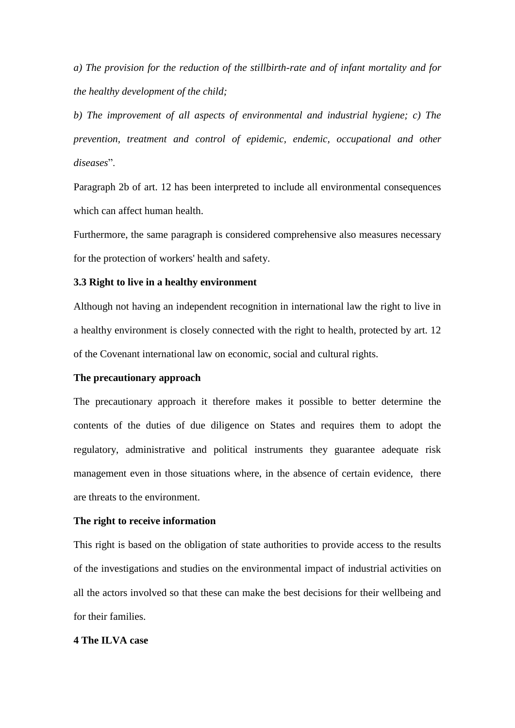*a) The provision for the reduction of the stillbirth-rate and of infant mortality and for the healthy development of the child;*

*b) The improvement of all aspects of environmental and industrial hygiene; c) The prevention, treatment and control of epidemic, endemic, occupational and other diseases*".

Paragraph 2b of art. 12 has been interpreted to include all environmental consequences which can affect human health.

Furthermore, the same paragraph is considered comprehensive also measures necessary for the protection of workers' health and safety.

### 3.3 Right to live in a healthy environment

Although not having an independent recognition in international law the right to live in a healthy environment is closely connected with the right to health, protected by art. 12 of the Covenant international law on economic, social and cultural rights.

**The precautionary approach**

The precautionary approach it therefore makes it possible to better determine the contents of the duties of due diligence on States and requires them to adopt the regulatory, administrative and political instruments they guarantee adequate risk management even in those situations where, in the absence of certain evidence, there are threats to the environment.

**The right to receive information**

This right is based on the obligation of state authorities to provide access to the results of the investigations and studies on the environmental impact of industrial activities on all the actors involved so that these can make the best decisions for their wellbeing and for their families.

## 4 The ILVA case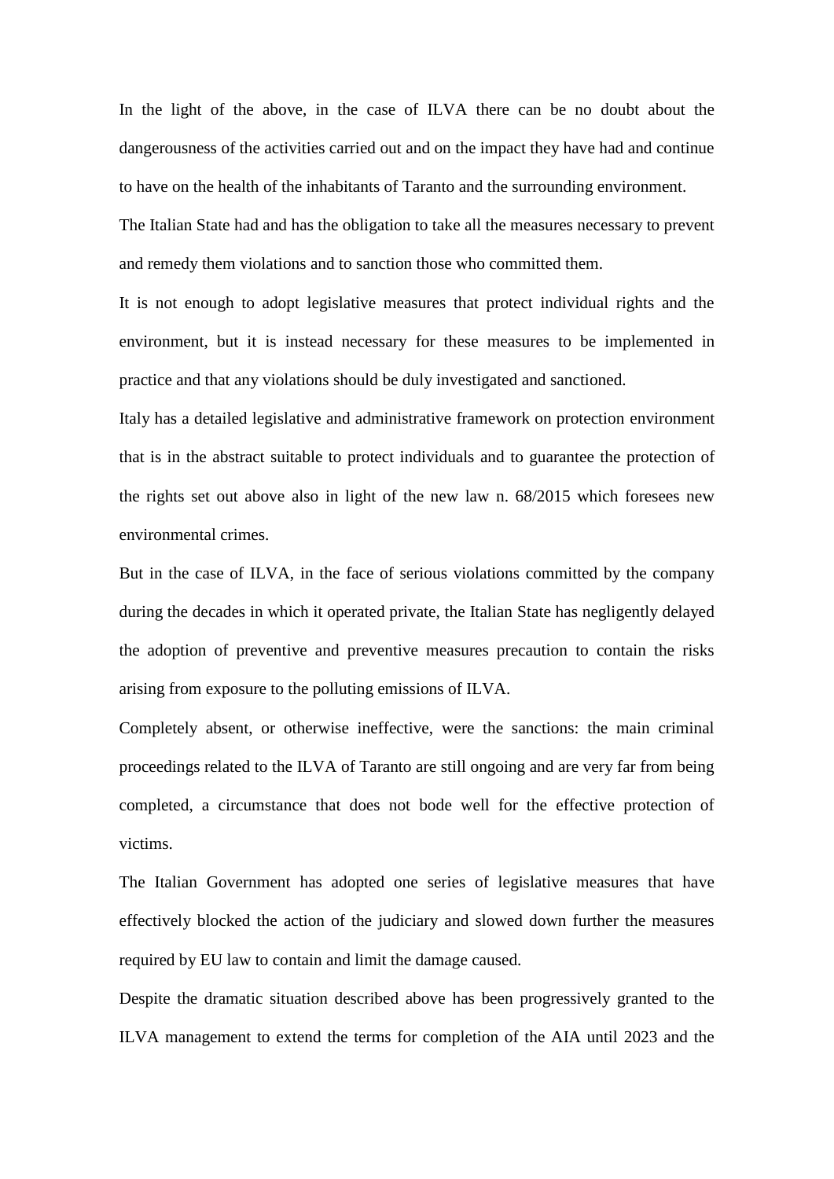In the light of the above, in the case of ILVA there can be no doubt about the dangerousness of the activities carried out and on the impact they have had and continue to have on the health of the inhabitants of Taranto and the surrounding environment.

The Italian State had and has the obligation to take all the measures necessary to prevent and remedy them violations and to sanction those who committed them.

It is not enough to adopt legislative measures that protect individual rights and the environment, but it is instead necessary for these measures to be implemented in practice and that any violations should be duly investigated and sanctioned.

Italy has a detailed legislative and administrative framework on protection environment that is in the abstract suitable to protect individuals and to guarantee the protection of the rights set out above also in light of the new law n. 68/2015 which foresees new environmental crimes.

But in the case of ILVA, in the face of serious violations committed by the company during the decades in which it operated private, the Italian State has negligently delayed the adoption of preventive and preventive measures precaution to contain the risks arising from exposure to the polluting emissions of ILVA.

Completely absent, or otherwise ineffective, were the sanctions: the main criminal proceedings related to the ILVA of Taranto are still ongoing and are very far from being completed, a circumstance that does not bode well for the effective protection of victims.

The Italian Government has adopted one series of legislative measures that have effectively blocked the action of the judiciary and slowed down further the measures required by EU law to contain and limit the damage caused.

Despite the dramatic situation described above has been progressively granted to the ILVA management to extend the terms for completion of the AIA until 2023 and the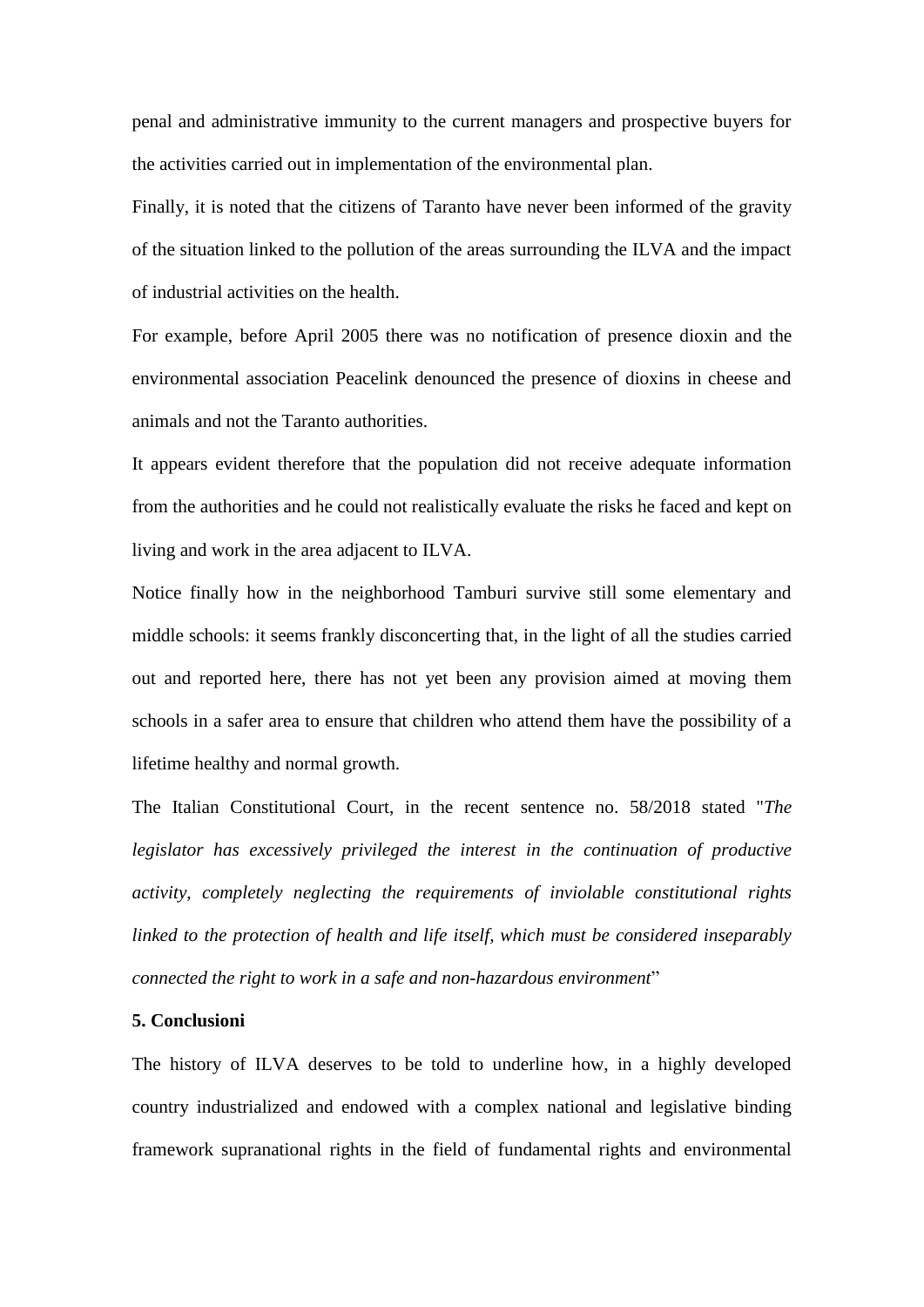penal and administrative immunity to the current managers and prospective buyers for the activities carried out in implementation of the environmental plan.

Finally, it is noted that the citizens of Taranto have never been informed of the gravity of the situation linked to the pollution of the areas surrounding the ILVA and the impact of industrial activities on the health.

For example, before April 2005 there was no notification of presence dioxin and the environmental association Peacelink denounced the presence of dioxins in cheese and animals and not the Taranto authorities.

It appears evident therefore that the population did not receive adequate information from the authorities and he could not realistically evaluate the risks he faced and kept on living and work in the area adjacent to ILVA.

Notice finally how in the neighborhood Tamburi survive still some elementary and middle schools: it seems frankly disconcerting that, in the light of all the studies carried out and reported here, there has not yet been any provision aimed at moving them schools in a safer area to ensure that children who attend them have the possibility of a lifetime healthy and normal growth.

The Italian Constitutional Court, in the recent sentence no. 58/2018 stated "*The legislator has excessively privileged the interest in the continuation of productive activity, completely neglecting the requirements of inviolable constitutional rights linked to the protection of health and life itself, which must be considered inseparably connected the right to work in a safe and non-hazardous environment*"

**5. Conclusioni**

The history of ILVA deserves to be told to underline how, in a highly developed country industrialized and endowed with a complex national and legislative binding framework supranational rights in the field of fundamental rights and environmental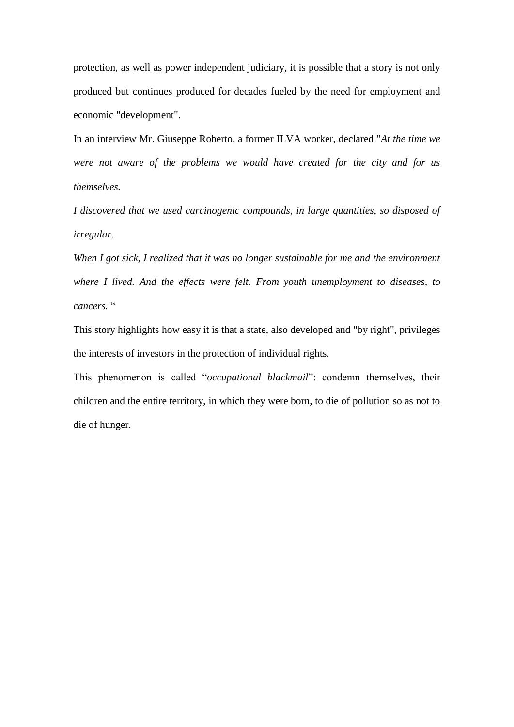protection, as well as power independent judiciary, it is possible that a story is not only produced but continues produced for decades fueled by the need for employment and economic "development".

In an interview Mr. Giuseppe Roberto, a former ILVA worker, declared "*At the time we were not aware of the problems we would have created for the city and for us themselves.*

*I discovered that we used carcinogenic compounds, in large quantities, so disposed of irregular.*

*When I got sick, I realized that it was no longer sustainable for me and the environment where I lived. And the effects were felt. From youth unemployment to diseases, to cancers.* "

This story highlights how easy it is that a state, also developed and "by right", privileges the interests of investors in the protection of individual rights.

This phenomenon is called "*occupational blackmail*": condemn themselves, their children and the entire territory, in which they were born, to die of pollution so as not to die of hunger.